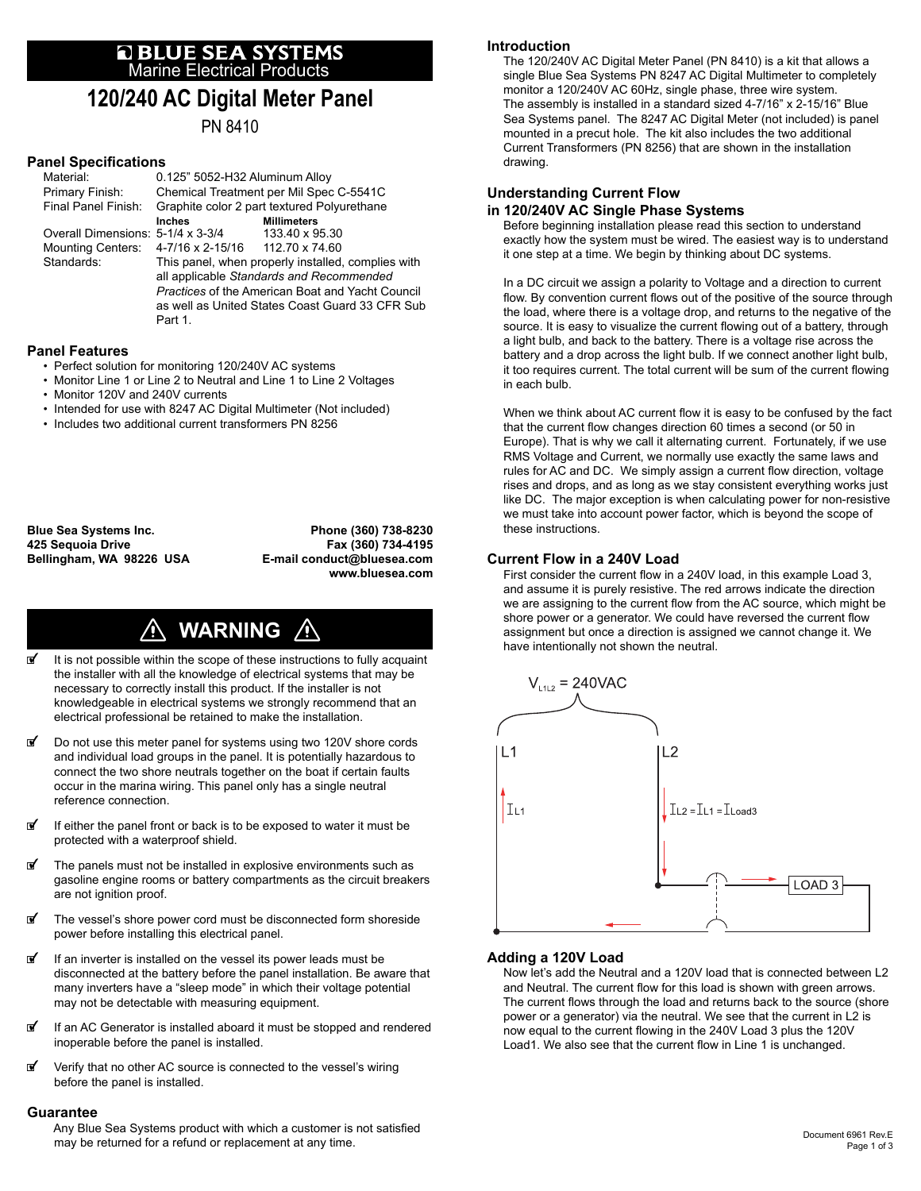# BLUE SEA SYSTEMS

Marine Electrical Products

# 120/240 AC Digital Meter Panel

PN 8410

## Panel Specifications

| | | |
|---|---|---|
| Material: | 0.125" 5052-H32 Aluminum Alloy | |
| Primary Finish: | Chemical Treatment per Mil Spec C-5541C | |
| Final Panel Finish: | Graphite color 2 part textured Polyurethane | |
| | **Inches** | **Millimeters** |
| Overall Dimensions: | 5-1/4 x 3-3/4 | 133.40 x 95.30 |
| Mounting Centers: | 4-7/16 x 2-15/16 | 112.70 x 74.60 |
| Standards: | This panel, when properly installed, complies with all applicable *Standards and Recommended Practices* of the American Boat and Yacht Council as well as United States Coast Guard 33 CFR Sub Part 1. | |

## Panel Features

- Perfect solution for monitoring 120/240V AC systems
- Monitor Line 1 or Line 2 to Neutral and Line 1 to Line 2 Voltages
- Monitor 120V and 240V currents
- Intended for use with 8247 AC Digital Multimeter (Not included)
- Includes two additional current transformers PN 8256

**Blue Sea Systems Inc.**
**425 Sequoia Drive**
**Bellingham, WA 98226 USA**

**Phone (360) 738-8230**
**Fax (360) 734-4195**
**E-mail conduct@bluesea.com**
**www.bluesea.com**

## ⚠ WARNING ⚠

- It is not possible within the scope of these instructions to fully acquaint the installer with all the knowledge of electrical systems that may be necessary to correctly install this product. If the installer is not knowledgeable in electrical systems we strongly recommend that an electrical professional be retained to make the installation.
- Do not use this meter panel for systems using two 120V shore cords and individual load groups in the panel. It is potentially hazardous to connect the two shore neutrals together on the boat if certain faults occur in the marina wiring. This panel only has a single neutral reference connection.
- If either the panel front or back is to be exposed to water it must be protected with a waterproof shield.
- The panels must not be installed in explosive environments such as gasoline engine rooms or battery compartments as the circuit breakers are not ignition proof.
- The vessel's shore power cord must be disconnected form shoreside power before installing this electrical panel.
- If an inverter is installed on the vessel its power leads must be disconnected at the battery before the panel installation. Be aware that many inverters have a "sleep mode" in which their voltage potential may not be detectable with measuring equipment.
- If an AC Generator is installed aboard it must be stopped and rendered inoperable before the panel is installed.
- Verify that no other AC source is connected to the vessel's wiring before the panel is installed.

## Guarantee

Any Blue Sea Systems product with which a customer is not satisfied may be returned for a refund or replacement at any time.

## Introduction

The 120/240V AC Digital Meter Panel (PN 8410) is a kit that allows a single Blue Sea Systems PN 8247 AC Digital Multimeter to completely monitor a 120/240V AC 60Hz, single phase, three wire system.

The assembly is installed in a standard sized 4-7/16" x 2-15/16" Blue Sea Systems panel. The 8247 AC Digital Meter (not included) is panel mounted in a precut hole. The kit also includes the two additional Current Transformers (PN 8256) that are shown in the installation drawing.

## Understanding Current Flow in 120/240V AC Single Phase Systems

Before beginning installation please read this section to understand exactly how the system must be wired. The easiest way is to understand it one step at a time. We begin by thinking about DC systems.

In a DC circuit we assign a polarity to Voltage and a direction to current flow. By convention current flows out of the positive of the source through the load, where there is a voltage drop, and returns to the negative of the source. It is easy to visualize the current flowing out of a battery, through a light bulb, and back to the battery. There is a voltage rise across the battery and a drop across the light bulb. If we connect another light bulb, it too requires current. The total current will be sum of the current flowing in each bulb.

When we think about AC current flow it is easy to be confused by the fact that the current flow changes direction 60 times a second (or 50 in Europe). That is why we call it alternating current. Fortunately, if we use RMS Voltage and Current, we normally use exactly the same laws and rules for AC and DC. We simply assign a current flow direction, voltage rises and drops, and as long as we stay consistent everything works just like DC. The major exception is when calculating power for non-resistive we must take into account power factor, which is beyond the scope of these instructions.

## Current Flow in a 240V Load

First consider the current flow in a 240V load, in this example Load 3, and assume it is purely resistive. The red arrows indicate the direction we are assigning to the current flow from the AC source, which might be shore power or a generator. We could have reversed the current flow assignment but once a direction is assigned we cannot change it. We have intentionally not shown the neutral.

$V_{L1L2} = 240VAC$

L1 L2

$I_{L1}$ $I_{L2} = I_{L1} = I_{Load3}$

LOAD 3

## Adding a 120V Load

Now let's add the Neutral and a 120V load that is connected between L2 and Neutral. The current flow for this load is shown with green arrows. The current flows through the load and returns back to the source (shore power or a generator) via the neutral. We see that the current in L2 is now equal to the current flowing in the 240V Load 3 plus the 120V Load1. We also see that the current flow in Line 1 is unchanged.

Document 6961 Rev.E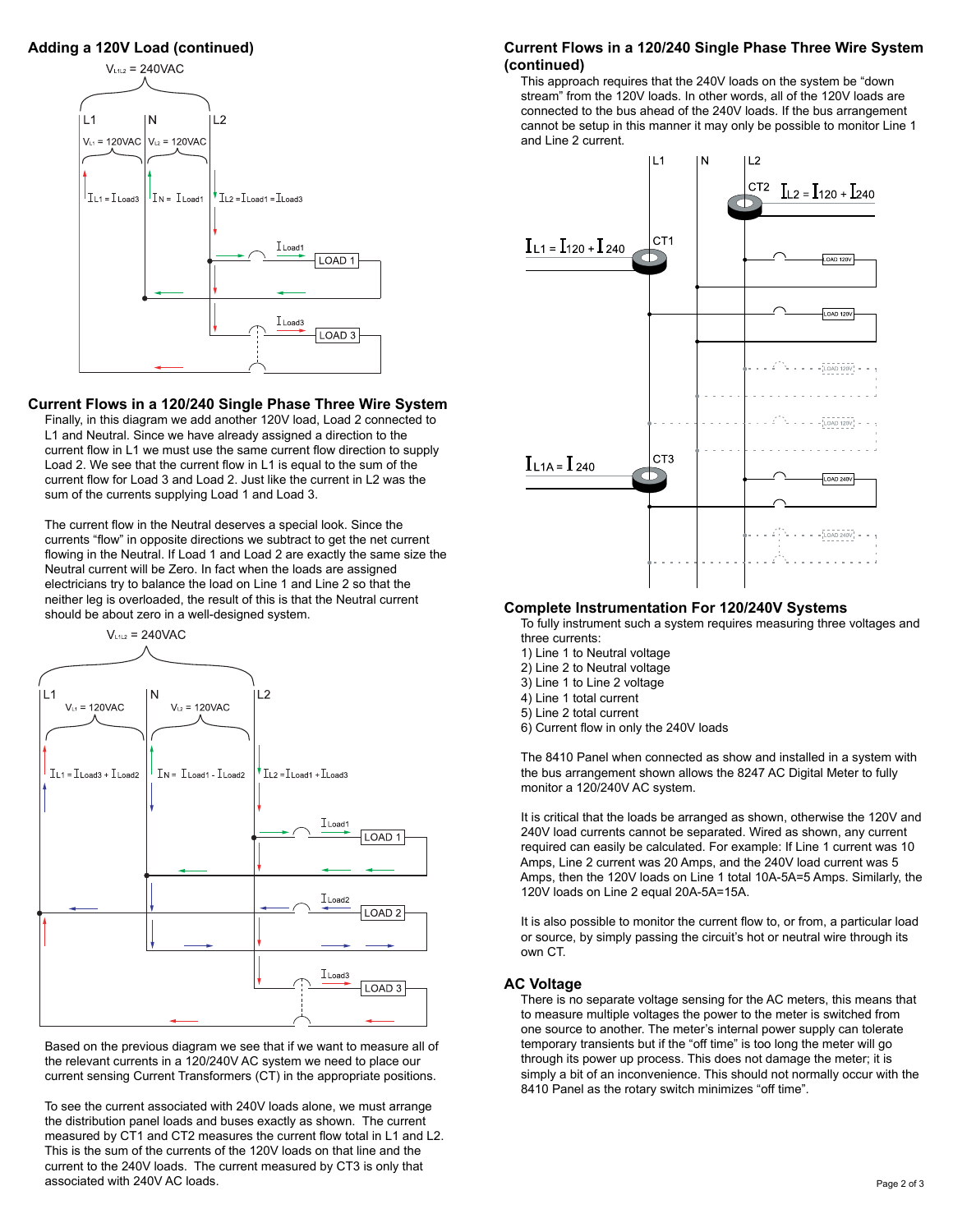## Adding a 120V Load (continued)

## Current Flows in a 120/240 Single Phase Three Wire System

Finally, in this diagram we add another 120V load, Load 2 connected to L1 and Neutral. Since we have already assigned a direction to the current flow in L1 we must use the same current flow direction to supply Load 2. We see that the current flow in L1 is equal to the sum of the current flow for Load 3 and Load 2. Just like the current in L2 was the sum of the currents supplying Load 1 and Load 3.

The current flow in the Neutral deserves a special look. Since the currents "flow" in opposite directions we subtract to get the net current flowing in the Neutral. If Load 1 and Load 2 are exactly the same size the Neutral current will be Zero. In fact when the loads are assigned electricians try to balance the load on Line 1 and Line 2 so that the neither leg is overloaded, the result of this is that the Neutral current should be about zero in a well-designed system.

Based on the previous diagram we see that if we want to measure all of the relevant currents in a 120/240V AC system we need to place our current sensing Current Transformers (CT) in the appropriate positions.

To see the current associated with 240V loads alone, we must arrange the distribution panel loads and buses exactly as shown. The current measured by CT1 and CT2 measures the current flow total in L1 and L2. This is the sum of the currents of the 120V loads on that line and the current to the 240V loads. The current measured by CT3 is only that associated with 240V AC loads.

## Current Flows in a 120/240 Single Phase Three Wire System (continued)

This approach requires that the 240V loads on the system be "down stream" from the 120V loads. In other words, all of the 120V loads are connected to the bus ahead of the 240V loads. If the bus arrangement cannot be setup in this manner it may only be possible to monitor Line 1 and Line 2 current.

## Complete Instrumentation For 120/240V Systems

To fully instrument such a system requires measuring three voltages and three currents:

1) Line 1 to Neutral voltage
2) Line 2 to Neutral voltage
3) Line 1 to Line 2 voltage
4) Line 1 total current
5) Line 2 total current
6) Current flow in only the 240V loads

The 8410 Panel when connected as show and installed in a system with the bus arrangement shown allows the 8247 AC Digital Meter to fully monitor a 120/240V AC system.

It is critical that the loads be arranged as shown, otherwise the 120V and 240V load currents cannot be separated. Wired as shown, any current required can easily be calculated. For example: If Line 1 current was 10 Amps, Line 2 current was 20 Amps, and the 240V load current was 5 Amps, then the 120V loads on Line 1 total 10A-5A=5 Amps. Similarly, the 120V loads on Line 2 equal 20A-5A=15A.

It is also possible to monitor the current flow to, or from, a particular load or source, by simply passing the circuit's hot or neutral wire through its own CT.

## AC Voltage

There is no separate voltage sensing for the AC meters, this means that to measure multiple voltages the power to the meter is switched from one source to another. The meter's internal power supply can tolerate temporary transients but if the "off time" is too long the meter will go through its power up process. This does not damage the meter; it is simply a bit of an inconvenience. This should not normally occur with the 8410 Panel as the rotary switch minimizes "off time".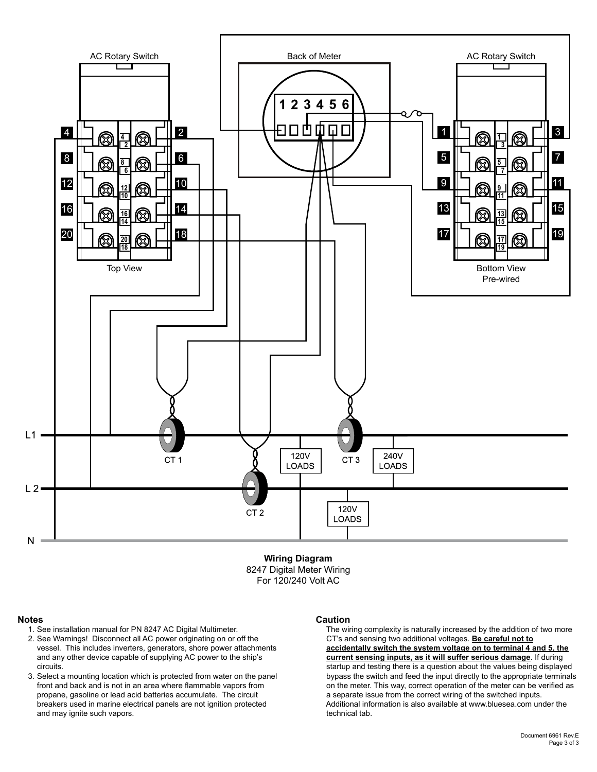AC Rotary Switch

Back of Meter

AC Rotary Switch

1 2 3 4 5 6

4 2 8 6 12 10 16 14 20 18

1 3 5 7 9 11 13 15 17 19

Top View

Bottom View
Pre-wired

L1

L 2

N

CT 1

CT 2

CT 3

120V
LOADS

240V
LOADS

120V
LOADS

**Wiring Diagram**
8247 Digital Meter Wiring
For 120/240 Volt AC

## Notes

1. See installation manual for PN 8247 AC Digital Multimeter.
2. See Warnings! Disconnect all AC power originating on or off the vessel. This includes inverters, generators, shore power attachments and any other device capable of supplying AC power to the ship's circuits.
3. Select a mounting location which is protected from water on the panel front and back and is not in an area where flammable vapors from propane, gasoline or lead acid batteries accumulate. The circuit breakers used in marine electrical panels are not ignition protected and may ignite such vapors.

## Caution

The wiring complexity is naturally increased by the addition of two more CT's and sensing two additional voltages. **Be careful not to accidentally switch the system voltage on to terminal 4 and 5, the current sensing inputs, as it will suffer serious damage**. If during startup and testing there is a question about the values being displayed bypass the switch and feed the input directly to the appropriate terminals on the meter. This way, correct operation of the meter can be verified as a separate issue from the correct wiring of the switched inputs. Additional information is also available at www.bluesea.com under the technical tab.

Document 6961 Rev.E